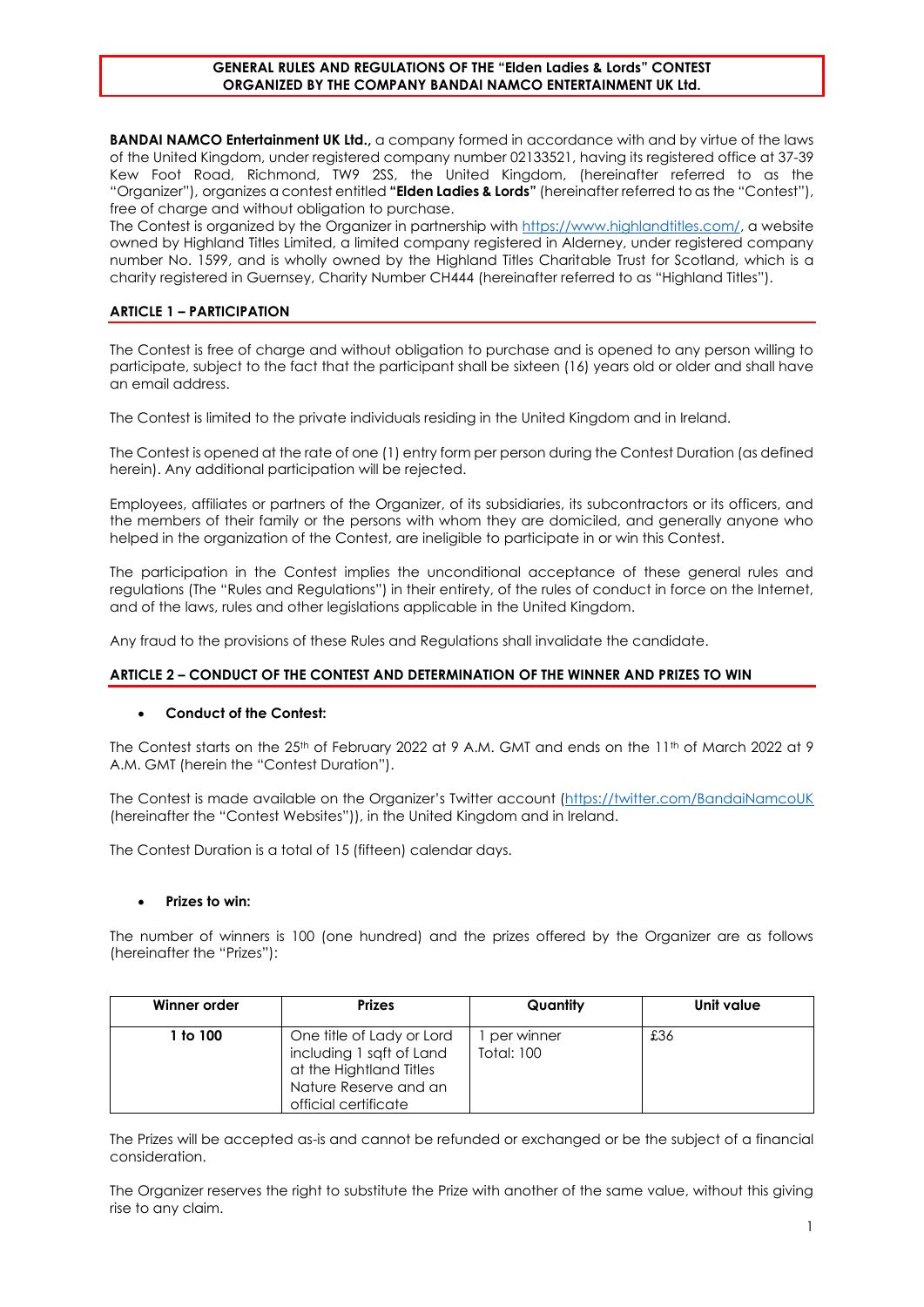# GENERAL RULES AND REGULATIONS OF THE "Elden Ladies & Lords" CONTEST ORGANIZED BY THE COMPANY BANDAI NAMCO ENTERTAINMENT UK Ltd.

**BANDAI NAMCO Entertainment UK Ltd.,** a company formed in accordance with and by virtue of the laws of the United Kingdom, under registered company number 02133521, having its registered office at 37-39 Kew Foot Road, Richmond, TW9 2SS, the United Kingdom, (hereinafter referred to as the "Organizer"), organizes a contest entitled **"Elden Ladies & Lords"** (hereinafter referred to as the "Contest"), free of charge and without obligation to purchase.

The Contest is organized by the Organizer in partnership with https://www.highlandtitles.com/, a website owned by Highland Titles Limited, a limited company registered in Alderney, under registered company number No. 1599, and is wholly owned by the Highland Titles Charitable Trust for Scotland, which is a charity registered in Guernsey, Charity Number CH444 (hereinafter referred to as "Highland Titles").

## ARTICLE 1 – PARTICIPATION

The Contest is free of charge and without obligation to purchase and is opened to any person willing to participate, subject to the fact that the participant shall be sixteen (16) years old or older and shall have an email address.

The Contest is limited to the private individuals residing in the United Kingdom and in Ireland.

The Contest is opened at the rate of one (1) entry form per person during the Contest Duration (as defined herein). Any additional participation will be rejected.

Employees, affiliates or partners of the Organizer, of its subsidiaries, its subcontractors or its officers, and the members of their family or the persons with whom they are domiciled, and generally anyone who helped in the organization of the Contest, are ineligible to participate in or win this Contest.

The participation in the Contest implies the unconditional acceptance of these general rules and regulations (The "Rules and Regulations") in their entirety, of the rules of conduct in force on the Internet, and of the laws, rules and other legislations applicable in the United Kingdom.

Any fraud to the provisions of these Rules and Regulations shall invalidate the candidate.

## ARTICLE 2 – CONDUCT OF THE CONTEST AND DETERMINATION OF THE WINNER AND PRIZES TO WIN

- **Conduct of the Contest:**

The Contest starts on the 25th of February 2022 at 9 A.M. GMT and ends on the 11th of March 2022 at 9 A.M. GMT (herein the "Contest Duration").

The Contest is made available on the Organizer's Twitter account (https://twitter.com/BandaiNamcoUK (hereinafter the "Contest Websites")), in the United Kingdom and in Ireland.

The Contest Duration is a total of 15 (fifteen) calendar days.

- **Prizes to win:**

The number of winners is 100 (one hundred) and the prizes offered by the Organizer are as follows (hereinafter the "Prizes"):

| Winner order | Prizes | Quantity | Unit value |
|---|---|---|---|
| 1 to 100 | One title of Lady or Lord including 1 sqft of Land at the Hightland Titles Nature Reserve and an official certificate | 1 per winner Total: 100 | £36 |

The Prizes will be accepted as-is and cannot be refunded or exchanged or be the subject of a financial consideration.

The Organizer reserves the right to substitute the Prize with another of the same value, without this giving rise to any claim.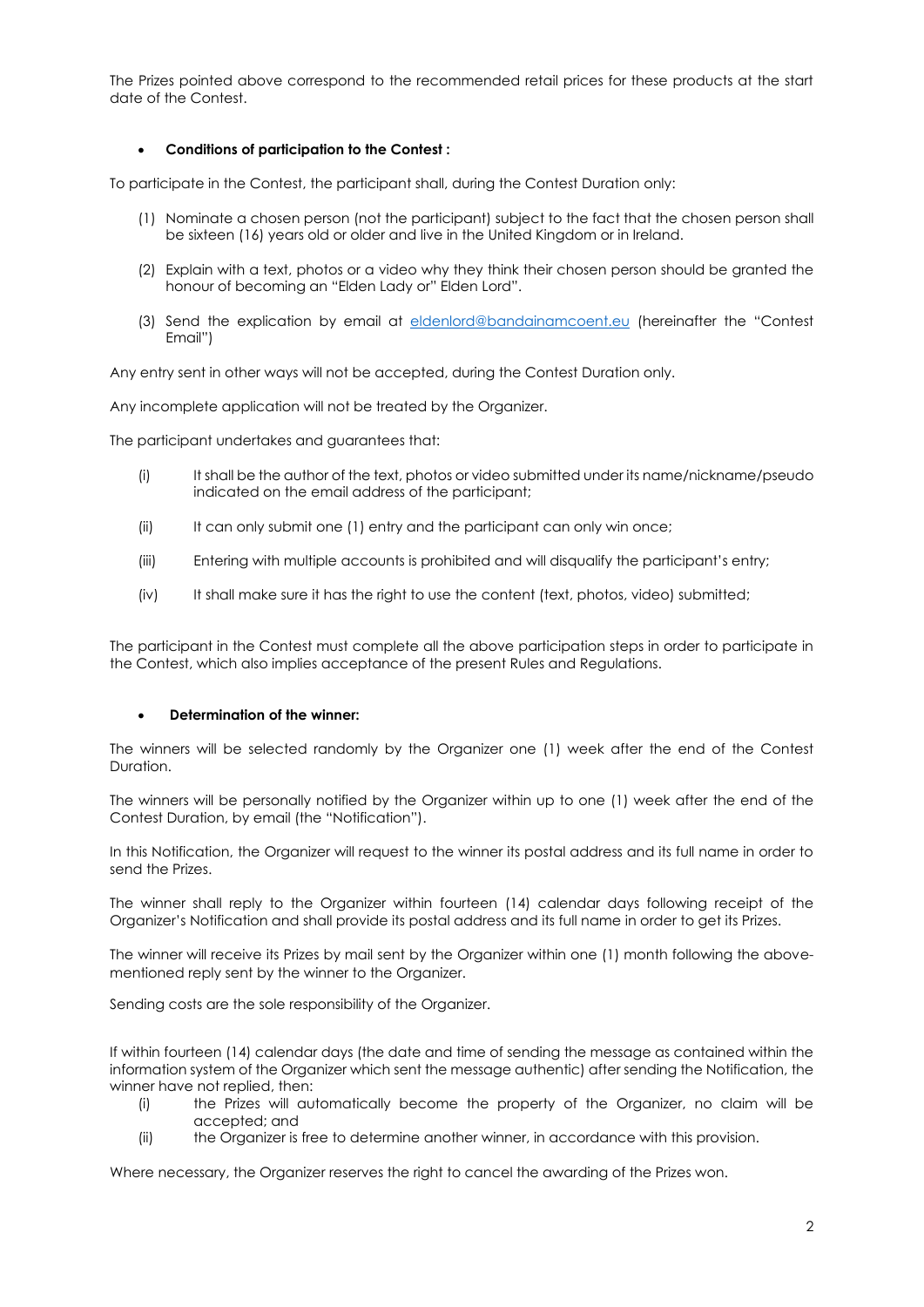The Prizes pointed above correspond to the recommended retail prices for these products at the start date of the Contest.

- **Conditions of participation to the Contest :**

To participate in the Contest, the participant shall, during the Contest Duration only:

(1) Nominate a chosen person (not the participant) subject to the fact that the chosen person shall be sixteen (16) years old or older and live in the United Kingdom or in Ireland.

(2) Explain with a text, photos or a video why they think their chosen person should be granted the honour of becoming an "Elden Lady or" Elden Lord".

(3) Send the explication by email at eldenlord@bandainamcoent.eu (hereinafter the "Contest Email")

Any entry sent in other ways will not be accepted, during the Contest Duration only.

Any incomplete application will not be treated by the Organizer.

The participant undertakes and guarantees that:

(i) It shall be the author of the text, photos or video submitted under its name/nickname/pseudo indicated on the email address of the participant;

(ii) It can only submit one (1) entry and the participant can only win once;

(iii) Entering with multiple accounts is prohibited and will disqualify the participant's entry;

(iv) It shall make sure it has the right to use the content (text, photos, video) submitted;

The participant in the Contest must complete all the above participation steps in order to participate in the Contest, which also implies acceptance of the present Rules and Regulations.

- **Determination of the winner:**

The winners will be selected randomly by the Organizer one (1) week after the end of the Contest Duration.

The winners will be personally notified by the Organizer within up to one (1) week after the end of the Contest Duration, by email (the "Notification").

In this Notification, the Organizer will request to the winner its postal address and its full name in order to send the Prizes.

The winner shall reply to the Organizer within fourteen (14) calendar days following receipt of the Organizer's Notification and shall provide its postal address and its full name in order to get its Prizes.

The winner will receive its Prizes by mail sent by the Organizer within one (1) month following the above-mentioned reply sent by the winner to the Organizer.

Sending costs are the sole responsibility of the Organizer.

If within fourteen (14) calendar days (the date and time of sending the message as contained within the information system of the Organizer which sent the message authentic) after sending the Notification, the winner have not replied, then:

(i) the Prizes will automatically become the property of the Organizer, no claim will be accepted; and

(ii) the Organizer is free to determine another winner, in accordance with this provision.

Where necessary, the Organizer reserves the right to cancel the awarding of the Prizes won.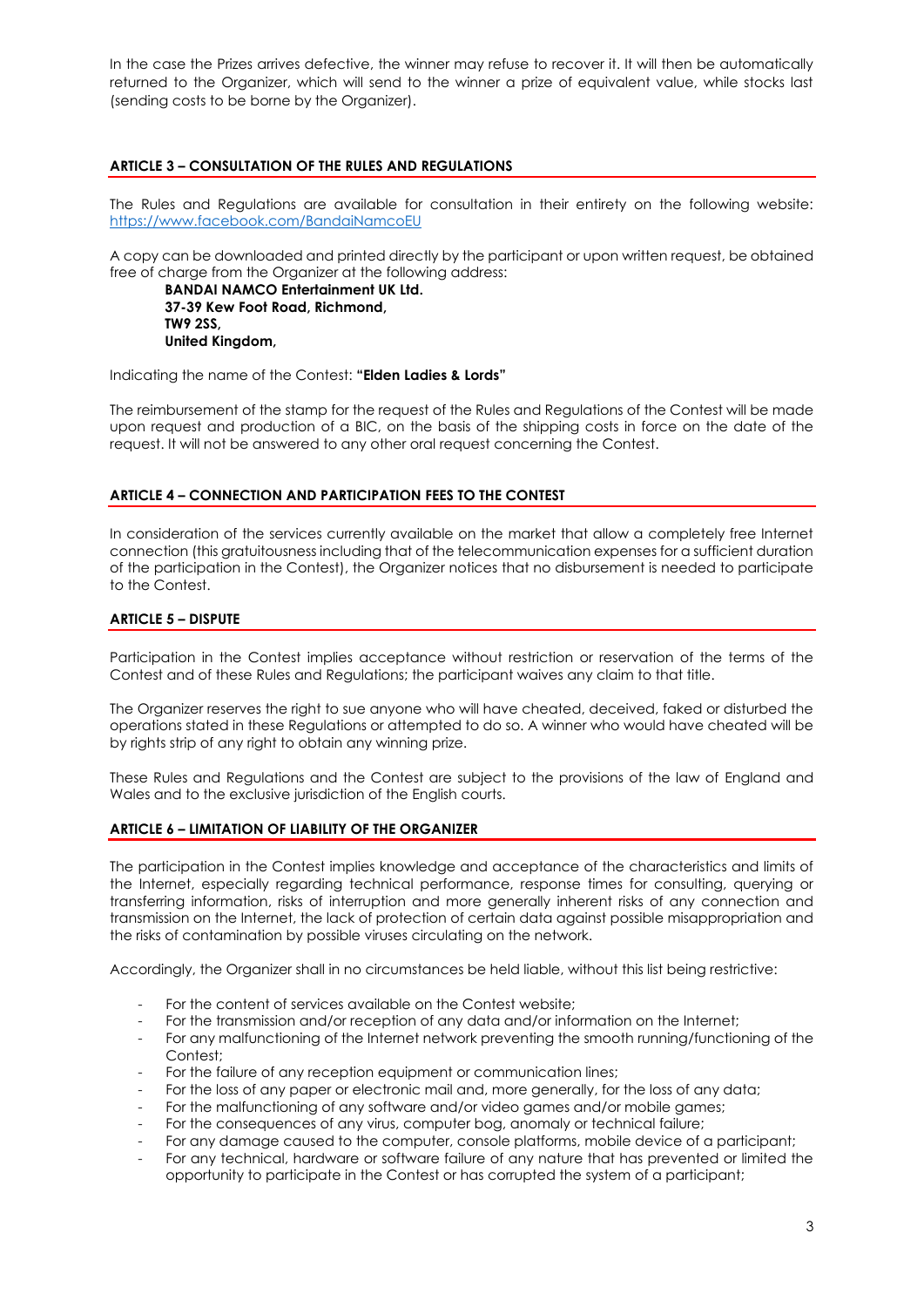In the case the Prizes arrives defective, the winner may refuse to recover it. It will then be automatically returned to the Organizer, which will send to the winner a prize of equivalent value, while stocks last (sending costs to be borne by the Organizer).

## ARTICLE 3 – CONSULTATION OF THE RULES AND REGULATIONS

The Rules and Regulations are available for consultation in their entirety on the following website: https://www.facebook.com/BandaiNamcoEU

A copy can be downloaded and printed directly by the participant or upon written request, be obtained free of charge from the Organizer at the following address:

**BANDAI NAMCO Entertainment UK Ltd.**
**37-39 Kew Foot Road, Richmond,**
**TW9 2SS,**
**United Kingdom,**

Indicating the name of the Contest: **"Elden Ladies & Lords"**

The reimbursement of the stamp for the request of the Rules and Regulations of the Contest will be made upon request and production of a BIC, on the basis of the shipping costs in force on the date of the request. It will not be answered to any other oral request concerning the Contest.

## ARTICLE 4 – CONNECTION AND PARTICIPATION FEES TO THE CONTEST

In consideration of the services currently available on the market that allow a completely free Internet connection (this gratuitousness including that of the telecommunication expenses for a sufficient duration of the participation in the Contest), the Organizer notices that no disbursement is needed to participate to the Contest.

## ARTICLE 5 – DISPUTE

Participation in the Contest implies acceptance without restriction or reservation of the terms of the Contest and of these Rules and Regulations; the participant waives any claim to that title.

The Organizer reserves the right to sue anyone who will have cheated, deceived, faked or disturbed the operations stated in these Regulations or attempted to do so. A winner who would have cheated will be by rights strip of any right to obtain any winning prize.

These Rules and Regulations and the Contest are subject to the provisions of the law of England and Wales and to the exclusive jurisdiction of the English courts.

## ARTICLE 6 – LIMITATION OF LIABILITY OF THE ORGANIZER

The participation in the Contest implies knowledge and acceptance of the characteristics and limits of the Internet, especially regarding technical performance, response times for consulting, querying or transferring information, risks of interruption and more generally inherent risks of any connection and transmission on the Internet, the lack of protection of certain data against possible misappropriation and the risks of contamination by possible viruses circulating on the network.

Accordingly, the Organizer shall in no circumstances be held liable, without this list being restrictive:

- For the content of services available on the Contest website;
- For the transmission and/or reception of any data and/or information on the Internet;
- For any malfunctioning of the Internet network preventing the smooth running/functioning of the Contest;
- For the failure of any reception equipment or communication lines;
- For the loss of any paper or electronic mail and, more generally, for the loss of any data;
- For the malfunctioning of any software and/or video games and/or mobile games;
- For the consequences of any virus, computer bog, anomaly or technical failure;
- For any damage caused to the computer, console platforms, mobile device of a participant;
- For any technical, hardware or software failure of any nature that has prevented or limited the opportunity to participate in the Contest or has corrupted the system of a participant;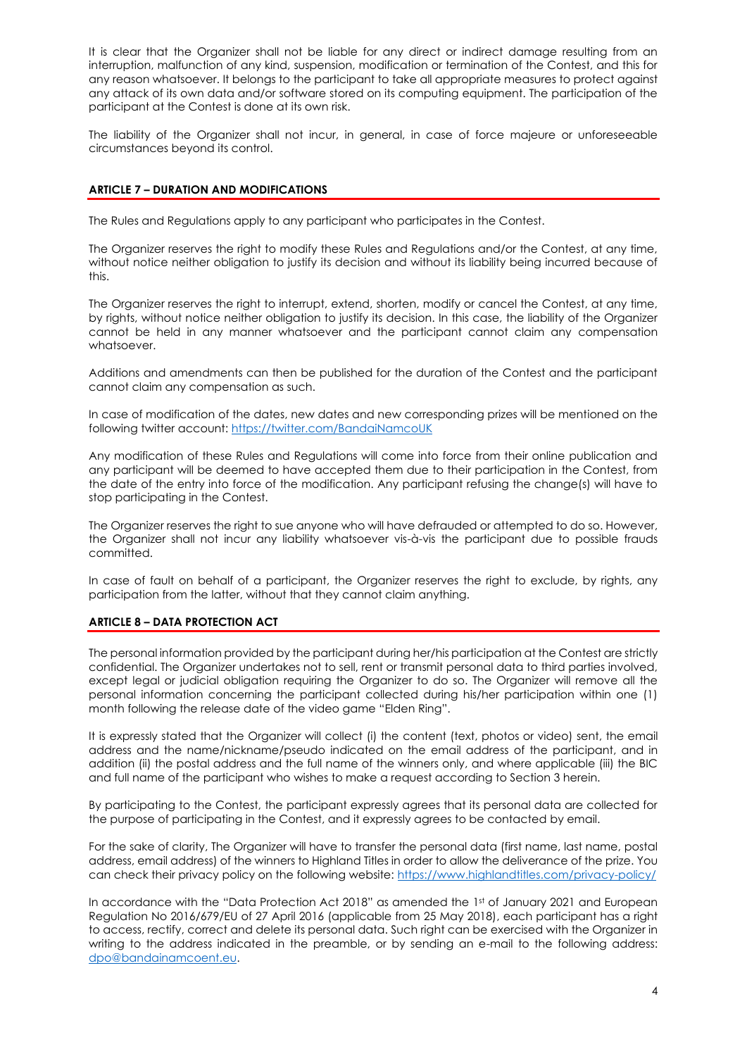It is clear that the Organizer shall not be liable for any direct or indirect damage resulting from an interruption, malfunction of any kind, suspension, modification or termination of the Contest, and this for any reason whatsoever. It belongs to the participant to take all appropriate measures to protect against any attack of its own data and/or software stored on its computing equipment. The participation of the participant at the Contest is done at its own risk.

The liability of the Organizer shall not incur, in general, in case of force majeure or unforeseeable circumstances beyond its control.

## ARTICLE 7 – DURATION AND MODIFICATIONS

The Rules and Regulations apply to any participant who participates in the Contest.

The Organizer reserves the right to modify these Rules and Regulations and/or the Contest, at any time, without notice neither obligation to justify its decision and without its liability being incurred because of this.

The Organizer reserves the right to interrupt, extend, shorten, modify or cancel the Contest, at any time, by rights, without notice neither obligation to justify its decision. In this case, the liability of the Organizer cannot be held in any manner whatsoever and the participant cannot claim any compensation whatsoever.

Additions and amendments can then be published for the duration of the Contest and the participant cannot claim any compensation as such.

In case of modification of the dates, new dates and new corresponding prizes will be mentioned on the following twitter account: https://twitter.com/BandaiNamcoUK

Any modification of these Rules and Regulations will come into force from their online publication and any participant will be deemed to have accepted them due to their participation in the Contest, from the date of the entry into force of the modification. Any participant refusing the change(s) will have to stop participating in the Contest.

The Organizer reserves the right to sue anyone who will have defrauded or attempted to do so. However, the Organizer shall not incur any liability whatsoever vis-à-vis the participant due to possible frauds committed.

In case of fault on behalf of a participant, the Organizer reserves the right to exclude, by rights, any participation from the latter, without that they cannot claim anything.

## ARTICLE 8 – DATA PROTECTION ACT

The personal information provided by the participant during her/his participation at the Contest are strictly confidential. The Organizer undertakes not to sell, rent or transmit personal data to third parties involved, except legal or judicial obligation requiring the Organizer to do so. The Organizer will remove all the personal information concerning the participant collected during his/her participation within one (1) month following the release date of the video game "Elden Ring".

It is expressly stated that the Organizer will collect (i) the content (text, photos or video) sent, the email address and the name/nickname/pseudo indicated on the email address of the participant, and in addition (ii) the postal address and the full name of the winners only, and where applicable (iii) the BIC and full name of the participant who wishes to make a request according to Section 3 herein.

By participating to the Contest, the participant expressly agrees that its personal data are collected for the purpose of participating in the Contest, and it expressly agrees to be contacted by email.

For the sake of clarity, The Organizer will have to transfer the personal data (first name, last name, postal address, email address) of the winners to Highland Titles in order to allow the deliverance of the prize. You can check their privacy policy on the following website: https://www.highlandtitles.com/privacy-policy/

In accordance with the "Data Protection Act 2018" as amended the 1st of January 2021 and European Regulation No 2016/679/EU of 27 April 2016 (applicable from 25 May 2018), each participant has a right to access, rectify, correct and delete its personal data. Such right can be exercised with the Organizer in writing to the address indicated in the preamble, or by sending an e-mail to the following address: dpo@bandainamcoent.eu.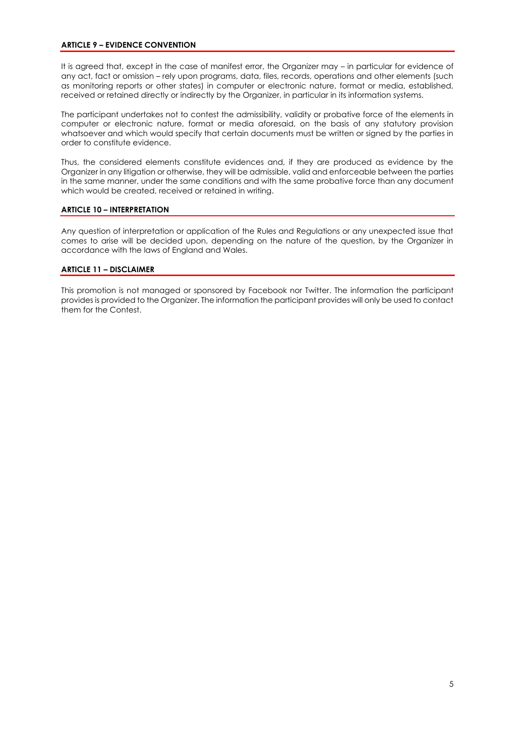### ARTICLE 9 – EVIDENCE CONVENTION

It is agreed that, except in the case of manifest error, the Organizer may – in particular for evidence of any act, fact or omission – rely upon programs, data, files, records, operations and other elements (such as monitoring reports or other states) in computer or electronic nature, format or media, established, received or retained directly or indirectly by the Organizer, in particular in its information systems.

The participant undertakes not to contest the admissibility, validity or probative force of the elements in computer or electronic nature, format or media aforesaid, on the basis of any statutory provision whatsoever and which would specify that certain documents must be written or signed by the parties in order to constitute evidence.

Thus, the considered elements constitute evidences and, if they are produced as evidence by the Organizer in any litigation or otherwise, they will be admissible, valid and enforceable between the parties in the same manner, under the same conditions and with the same probative force than any document which would be created, received or retained in writing.

### ARTICLE 10 – INTERPRETATION

Any question of interpretation or application of the Rules and Regulations or any unexpected issue that comes to arise will be decided upon, depending on the nature of the question, by the Organizer in accordance with the laws of England and Wales.

### ARTICLE 11 – DISCLAIMER

This promotion is not managed or sponsored by Facebook nor Twitter. The information the participant provides is provided to the Organizer. The information the participant provides will only be used to contact them for the Contest.